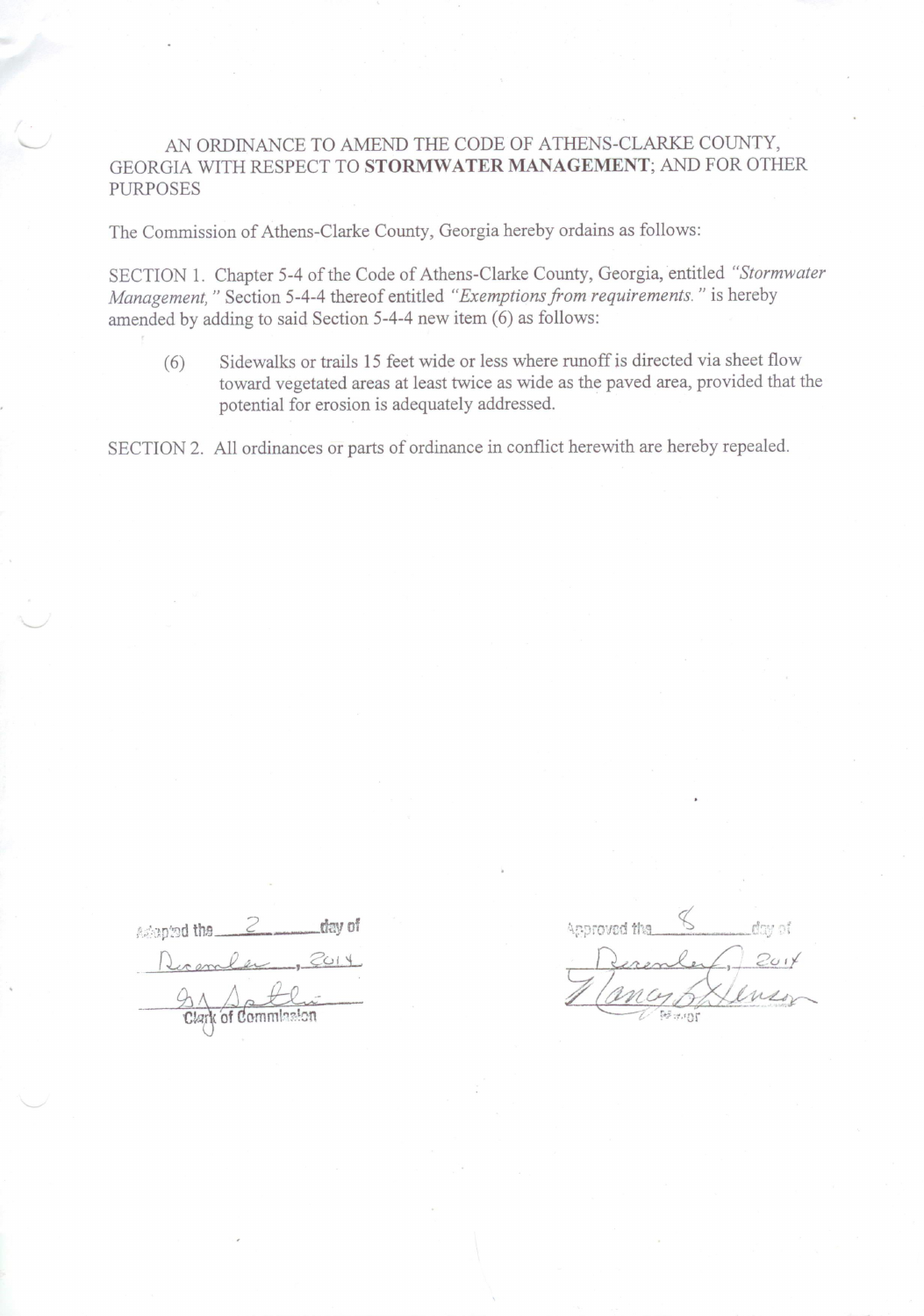AN ORDINANCE TO AMEND THE CODE OF ATHENS-CLARKE COUNTY, GEORGIA WITH RESPECT TO **STORMWATER MANAGEMENT**; AND FOR OTHER PURPOSES

The Commission of Athens-Clarke County, Georgia hereby ordains as follows:

SECTION 1. Chapter 5-4 of the Code of Athens-Clarke County, Georgia, entitled *"Stormwater Management,"* Section 5-4-4 thereof entitled *"Exemptions from requirements."* is hereby amended by adding to said Section 5-4-4 new item (6) as follows:

> (6) Sidewalks or trails 15 feet wide or less where runoff is directed via sheet flow toward vegetated areas at least twice as wide as the paved area, provided that the potential for erosion is adequately addressed.

SECTION 2. All ordinances or parts of ordinance in conflict herewith are hereby repealed.

Adopted the 2 day of December, 2014

Clerk of Commission

Approved the 8 day of December, 2014

Mayor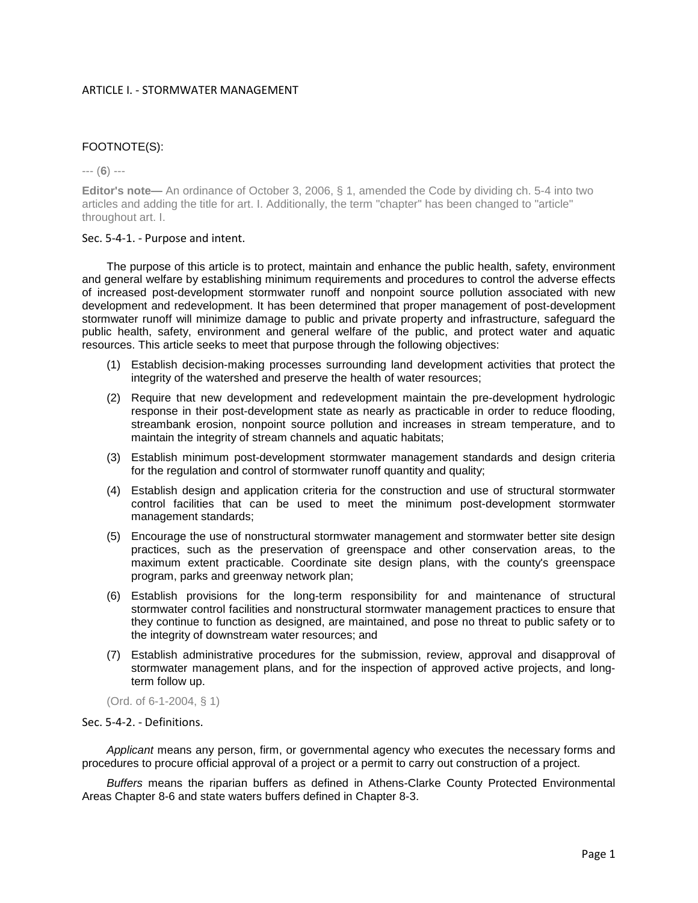# ARTICLE I. - STORMWATER MANAGEMENT

FOOTNOTE(S):

--- (**6**) ---

**Editor's note—** An ordinance of October 3, 2006, § 1, amended the Code by dividing ch. 5-4 into two articles and adding the title for art. I. Additionally, the term "chapter" has been changed to "article" throughout art. I.

## Sec. 5-4-1. - Purpose and intent.

The purpose of this article is to protect, maintain and enhance the public health, safety, environment and general welfare by establishing minimum requirements and procedures to control the adverse effects of increased post-development stormwater runoff and nonpoint source pollution associated with new development and redevelopment. It has been determined that proper management of post-development stormwater runoff will minimize damage to public and private property and infrastructure, safeguard the public health, safety, environment and general welfare of the public, and protect water and aquatic resources. This article seeks to meet that purpose through the following objectives:

(1) Establish decision-making processes surrounding land development activities that protect the integrity of the watershed and preserve the health of water resources;

(2) Require that new development and redevelopment maintain the pre-development hydrologic response in their post-development state as nearly as practicable in order to reduce flooding, streambank erosion, nonpoint source pollution and increases in stream temperature, and to maintain the integrity of stream channels and aquatic habitats;

(3) Establish minimum post-development stormwater management standards and design criteria for the regulation and control of stormwater runoff quantity and quality;

(4) Establish design and application criteria for the construction and use of structural stormwater control facilities that can be used to meet the minimum post-development stormwater management standards;

(5) Encourage the use of nonstructural stormwater management and stormwater better site design practices, such as the preservation of greenspace and other conservation areas, to the maximum extent practicable. Coordinate site design plans, with the county's greenspace program, parks and greenway network plan;

(6) Establish provisions for the long-term responsibility for and maintenance of structural stormwater control facilities and nonstructural stormwater management practices to ensure that they continue to function as designed, are maintained, and pose no threat to public safety or to the integrity of downstream water resources; and

(7) Establish administrative procedures for the submission, review, approval and disapproval of stormwater management plans, and for the inspection of approved active projects, and long-term follow up.

(Ord. of 6-1-2004, § 1)

## Sec. 5-4-2. - Definitions.

*Applicant* means any person, firm, or governmental agency who executes the necessary forms and procedures to procure official approval of a project or a permit to carry out construction of a project.

*Buffers* means the riparian buffers as defined in Athens-Clarke County Protected Environmental Areas Chapter 8-6 and state waters buffers defined in Chapter 8-3.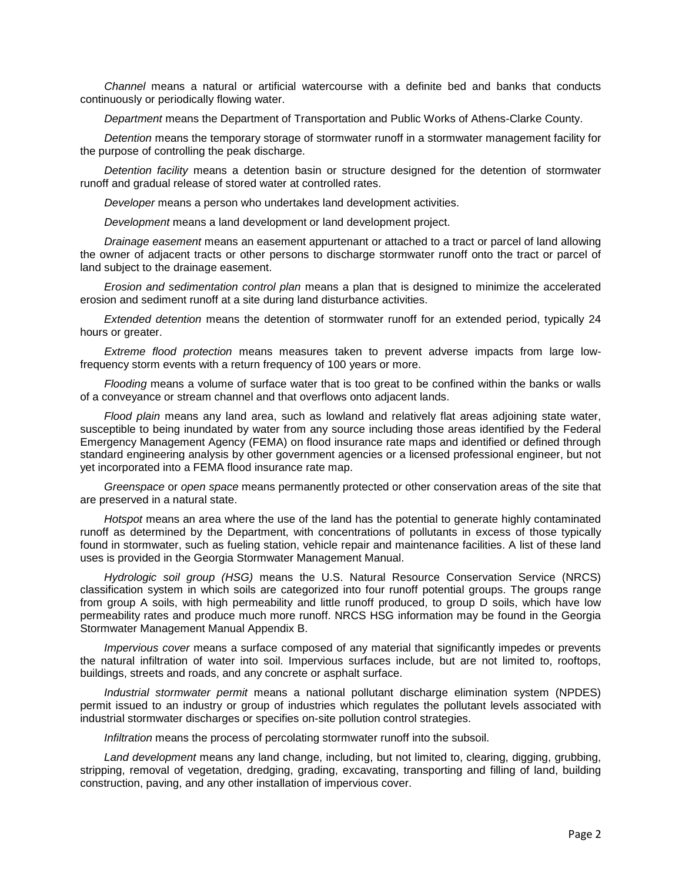*Channel* means a natural or artificial watercourse with a definite bed and banks that conducts continuously or periodically flowing water.

*Department* means the Department of Transportation and Public Works of Athens-Clarke County.

*Detention* means the temporary storage of stormwater runoff in a stormwater management facility for the purpose of controlling the peak discharge.

*Detention facility* means a detention basin or structure designed for the detention of stormwater runoff and gradual release of stored water at controlled rates.

*Developer* means a person who undertakes land development activities.

*Development* means a land development or land development project.

*Drainage easement* means an easement appurtenant or attached to a tract or parcel of land allowing the owner of adjacent tracts or other persons to discharge stormwater runoff onto the tract or parcel of land subject to the drainage easement.

*Erosion and sedimentation control plan* means a plan that is designed to minimize the accelerated erosion and sediment runoff at a site during land disturbance activities.

*Extended detention* means the detention of stormwater runoff for an extended period, typically 24 hours or greater.

*Extreme flood protection* means measures taken to prevent adverse impacts from large low-frequency storm events with a return frequency of 100 years or more.

*Flooding* means a volume of surface water that is too great to be confined within the banks or walls of a conveyance or stream channel and that overflows onto adjacent lands.

*Flood plain* means any land area, such as lowland and relatively flat areas adjoining state water, susceptible to being inundated by water from any source including those areas identified by the Federal Emergency Management Agency (FEMA) on flood insurance rate maps and identified or defined through standard engineering analysis by other government agencies or a licensed professional engineer, but not yet incorporated into a FEMA flood insurance rate map.

*Greenspace* or *open space* means permanently protected or other conservation areas of the site that are preserved in a natural state.

*Hotspot* means an area where the use of the land has the potential to generate highly contaminated runoff as determined by the Department, with concentrations of pollutants in excess of those typically found in stormwater, such as fueling station, vehicle repair and maintenance facilities. A list of these land uses is provided in the Georgia Stormwater Management Manual.

*Hydrologic soil group (HSG)* means the U.S. Natural Resource Conservation Service (NRCS) classification system in which soils are categorized into four runoff potential groups. The groups range from group A soils, with high permeability and little runoff produced, to group D soils, which have low permeability rates and produce much more runoff. NRCS HSG information may be found in the Georgia Stormwater Management Manual Appendix B.

*Impervious cover* means a surface composed of any material that significantly impedes or prevents the natural infiltration of water into soil. Impervious surfaces include, but are not limited to, rooftops, buildings, streets and roads, and any concrete or asphalt surface.

*Industrial stormwater permit* means a national pollutant discharge elimination system (NPDES) permit issued to an industry or group of industries which regulates the pollutant levels associated with industrial stormwater discharges or specifies on-site pollution control strategies.

*Infiltration* means the process of percolating stormwater runoff into the subsoil.

*Land development* means any land change, including, but not limited to, clearing, digging, grubbing, stripping, removal of vegetation, dredging, grading, excavating, transporting and filling of land, building construction, paving, and any other installation of impervious cover.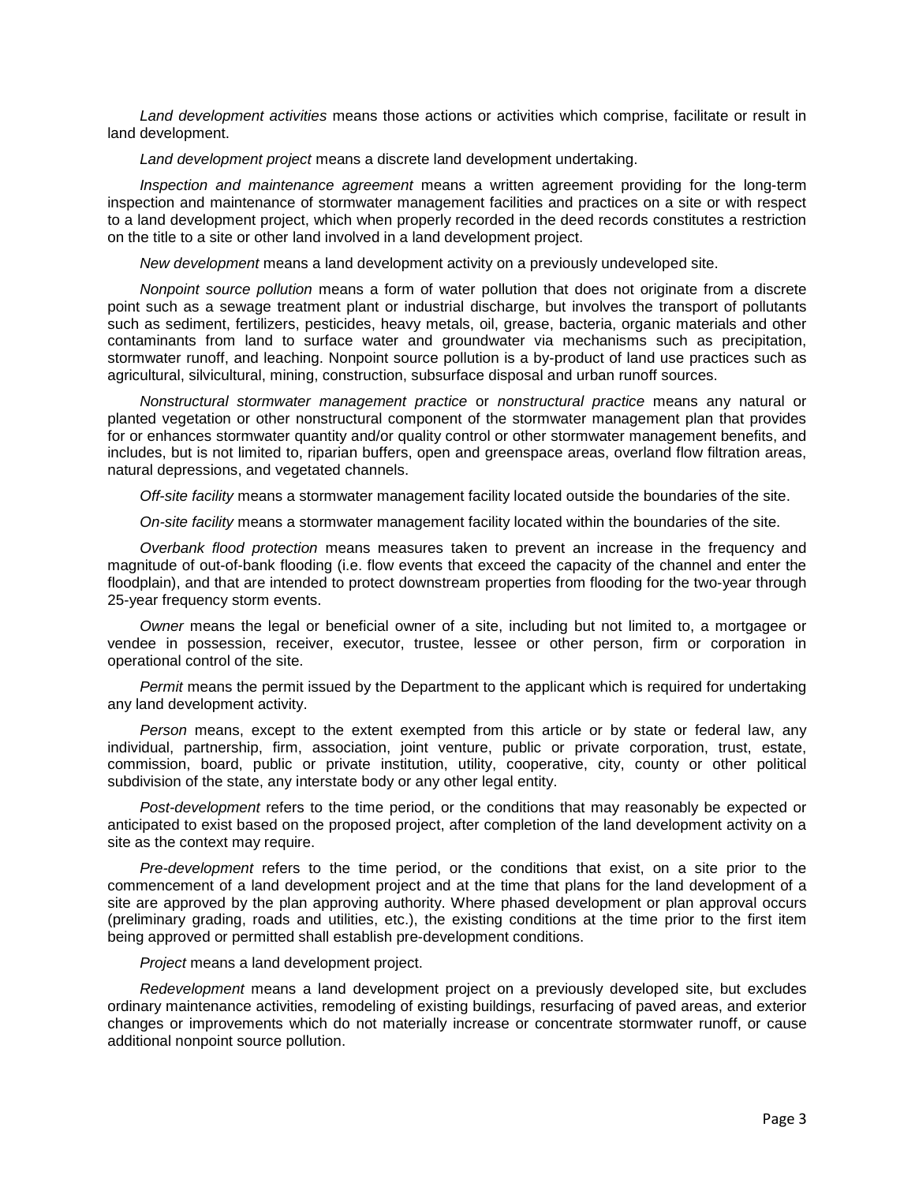*Land development activities* means those actions or activities which comprise, facilitate or result in land development.

*Land development project* means a discrete land development undertaking.

*Inspection and maintenance agreement* means a written agreement providing for the long-term inspection and maintenance of stormwater management facilities and practices on a site or with respect to a land development project, which when properly recorded in the deed records constitutes a restriction on the title to a site or other land involved in a land development project.

*New development* means a land development activity on a previously undeveloped site.

*Nonpoint source pollution* means a form of water pollution that does not originate from a discrete point such as a sewage treatment plant or industrial discharge, but involves the transport of pollutants such as sediment, fertilizers, pesticides, heavy metals, oil, grease, bacteria, organic materials and other contaminants from land to surface water and groundwater via mechanisms such as precipitation, stormwater runoff, and leaching. Nonpoint source pollution is a by-product of land use practices such as agricultural, silvicultural, mining, construction, subsurface disposal and urban runoff sources.

*Nonstructural stormwater management practice* or *nonstructural practice* means any natural or planted vegetation or other nonstructural component of the stormwater management plan that provides for or enhances stormwater quantity and/or quality control or other stormwater management benefits, and includes, but is not limited to, riparian buffers, open and greenspace areas, overland flow filtration areas, natural depressions, and vegetated channels.

*Off-site facility* means a stormwater management facility located outside the boundaries of the site.

*On-site facility* means a stormwater management facility located within the boundaries of the site.

*Overbank flood protection* means measures taken to prevent an increase in the frequency and magnitude of out-of-bank flooding (i.e. flow events that exceed the capacity of the channel and enter the floodplain), and that are intended to protect downstream properties from flooding for the two-year through 25-year frequency storm events.

*Owner* means the legal or beneficial owner of a site, including but not limited to, a mortgagee or vendee in possession, receiver, executor, trustee, lessee or other person, firm or corporation in operational control of the site.

*Permit* means the permit issued by the Department to the applicant which is required for undertaking any land development activity.

*Person* means, except to the extent exempted from this article or by state or federal law, any individual, partnership, firm, association, joint venture, public or private corporation, trust, estate, commission, board, public or private institution, utility, cooperative, city, county or other political subdivision of the state, any interstate body or any other legal entity.

*Post-development* refers to the time period, or the conditions that may reasonably be expected or anticipated to exist based on the proposed project, after completion of the land development activity on a site as the context may require.

*Pre-development* refers to the time period, or the conditions that exist, on a site prior to the commencement of a land development project and at the time that plans for the land development of a site are approved by the plan approving authority. Where phased development or plan approval occurs (preliminary grading, roads and utilities, etc.), the existing conditions at the time prior to the first item being approved or permitted shall establish pre-development conditions.

*Project* means a land development project.

*Redevelopment* means a land development project on a previously developed site, but excludes ordinary maintenance activities, remodeling of existing buildings, resurfacing of paved areas, and exterior changes or improvements which do not materially increase or concentrate stormwater runoff, or cause additional nonpoint source pollution.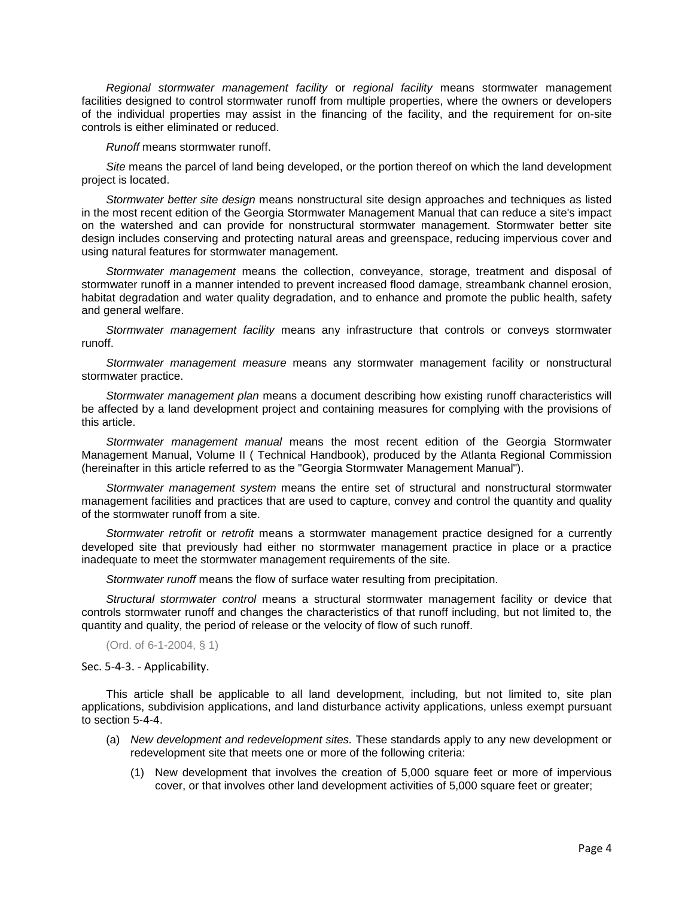*Regional stormwater management facility* or *regional facility* means stormwater management facilities designed to control stormwater runoff from multiple properties, where the owners or developers of the individual properties may assist in the financing of the facility, and the requirement for on-site controls is either eliminated or reduced.

*Runoff* means stormwater runoff.

*Site* means the parcel of land being developed, or the portion thereof on which the land development project is located.

*Stormwater better site design* means nonstructural site design approaches and techniques as listed in the most recent edition of the Georgia Stormwater Management Manual that can reduce a site's impact on the watershed and can provide for nonstructural stormwater management. Stormwater better site design includes conserving and protecting natural areas and greenspace, reducing impervious cover and using natural features for stormwater management.

*Stormwater management* means the collection, conveyance, storage, treatment and disposal of stormwater runoff in a manner intended to prevent increased flood damage, streambank channel erosion, habitat degradation and water quality degradation, and to enhance and promote the public health, safety and general welfare.

*Stormwater management facility* means any infrastructure that controls or conveys stormwater runoff.

*Stormwater management measure* means any stormwater management facility or nonstructural stormwater practice.

*Stormwater management plan* means a document describing how existing runoff characteristics will be affected by a land development project and containing measures for complying with the provisions of this article.

*Stormwater management manual* means the most recent edition of the Georgia Stormwater Management Manual, Volume II ( Technical Handbook), produced by the Atlanta Regional Commission (hereinafter in this article referred to as the "Georgia Stormwater Management Manual").

*Stormwater management system* means the entire set of structural and nonstructural stormwater management facilities and practices that are used to capture, convey and control the quantity and quality of the stormwater runoff from a site.

*Stormwater retrofit* or *retrofit* means a stormwater management practice designed for a currently developed site that previously had either no stormwater management practice in place or a practice inadequate to meet the stormwater management requirements of the site.

*Stormwater runoff* means the flow of surface water resulting from precipitation.

*Structural stormwater control* means a structural stormwater management facility or device that controls stormwater runoff and changes the characteristics of that runoff including, but not limited to, the quantity and quality, the period of release or the velocity of flow of such runoff.

(Ord. of 6-1-2004, § 1)

Sec. 5-4-3. - Applicability.

This article shall be applicable to all land development, including, but not limited to, site plan applications, subdivision applications, and land disturbance activity applications, unless exempt pursuant to section 5-4-4.

(a) *New development and redevelopment sites.* These standards apply to any new development or redevelopment site that meets one or more of the following criteria:

  (1) New development that involves the creation of 5,000 square feet or more of impervious cover, or that involves other land development activities of 5,000 square feet or greater;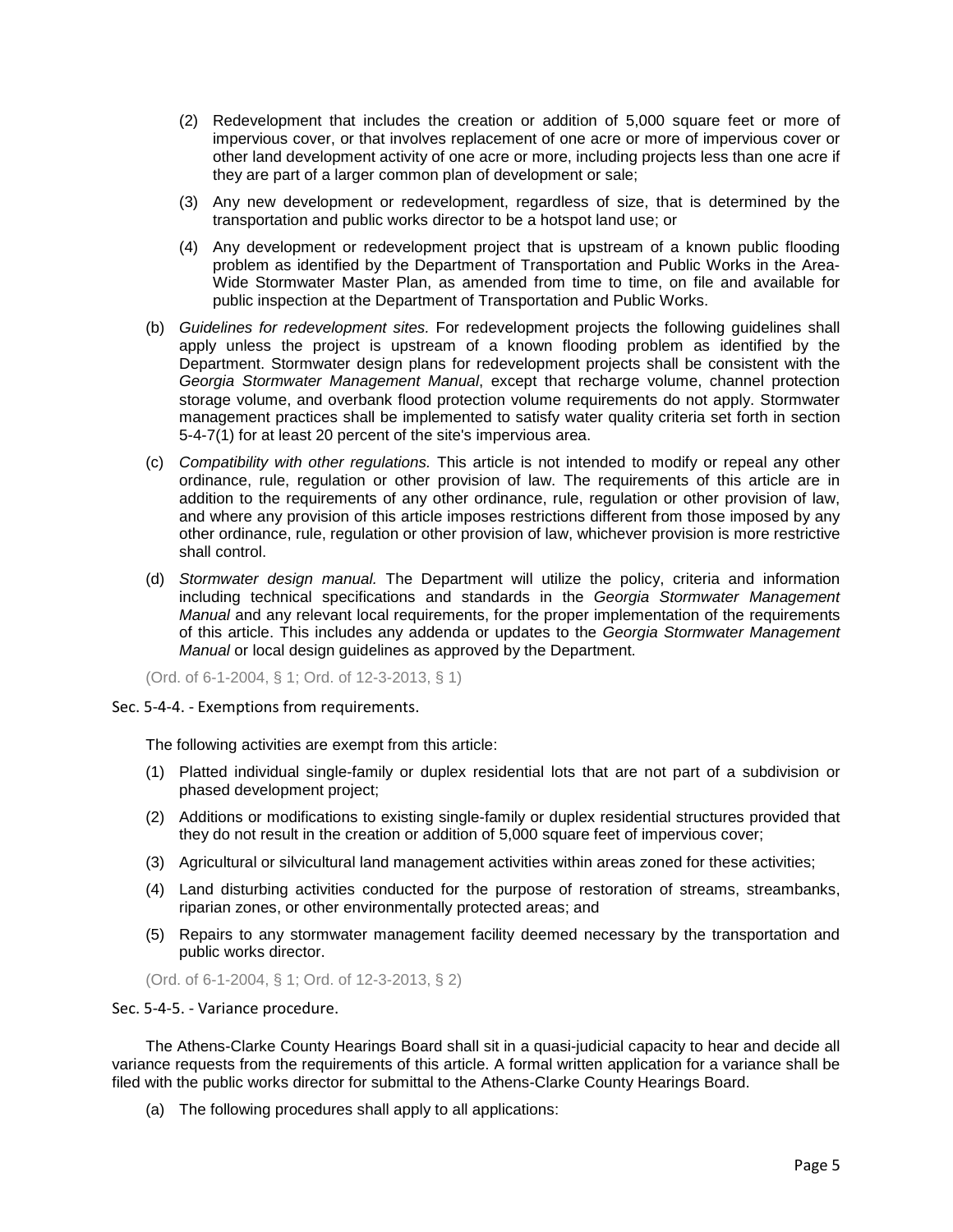(2) Redevelopment that includes the creation or addition of 5,000 square feet or more of impervious cover, or that involves replacement of one acre or more of impervious cover or other land development activity of one acre or more, including projects less than one acre if they are part of a larger common plan of development or sale;

(3) Any new development or redevelopment, regardless of size, that is determined by the transportation and public works director to be a hotspot land use; or

(4) Any development or redevelopment project that is upstream of a known public flooding problem as identified by the Department of Transportation and Public Works in the Area-Wide Stormwater Master Plan, as amended from time to time, on file and available for public inspection at the Department of Transportation and Public Works.

(b) *Guidelines for redevelopment sites.* For redevelopment projects the following guidelines shall apply unless the project is upstream of a known flooding problem as identified by the Department. Stormwater design plans for redevelopment projects shall be consistent with the *Georgia Stormwater Management Manual*, except that recharge volume, channel protection storage volume, and overbank flood protection volume requirements do not apply. Stormwater management practices shall be implemented to satisfy water quality criteria set forth in section 5-4-7(1) for at least 20 percent of the site's impervious area.

(c) *Compatibility with other regulations.* This article is not intended to modify or repeal any other ordinance, rule, regulation or other provision of law. The requirements of this article are in addition to the requirements of any other ordinance, rule, regulation or other provision of law, and where any provision of this article imposes restrictions different from those imposed by any other ordinance, rule, regulation or other provision of law, whichever provision is more restrictive shall control.

(d) *Stormwater design manual.* The Department will utilize the policy, criteria and information including technical specifications and standards in the *Georgia Stormwater Management Manual* and any relevant local requirements, for the proper implementation of the requirements of this article. This includes any addenda or updates to the *Georgia Stormwater Management Manual* or local design guidelines as approved by the Department.

(Ord. of 6-1-2004, § 1; Ord. of 12-3-2013, § 1)

### Sec. 5-4-4. - Exemptions from requirements.

The following activities are exempt from this article:

(1) Platted individual single-family or duplex residential lots that are not part of a subdivision or phased development project;

(2) Additions or modifications to existing single-family or duplex residential structures provided that they do not result in the creation or addition of 5,000 square feet of impervious cover;

(3) Agricultural or silvicultural land management activities within areas zoned for these activities;

(4) Land disturbing activities conducted for the purpose of restoration of streams, streambanks, riparian zones, or other environmentally protected areas; and

(5) Repairs to any stormwater management facility deemed necessary by the transportation and public works director.

(Ord. of 6-1-2004, § 1; Ord. of 12-3-2013, § 2)

### Sec. 5-4-5. - Variance procedure.

The Athens-Clarke County Hearings Board shall sit in a quasi-judicial capacity to hear and decide all variance requests from the requirements of this article. A formal written application for a variance shall be filed with the public works director for submittal to the Athens-Clarke County Hearings Board.

(a) The following procedures shall apply to all applications: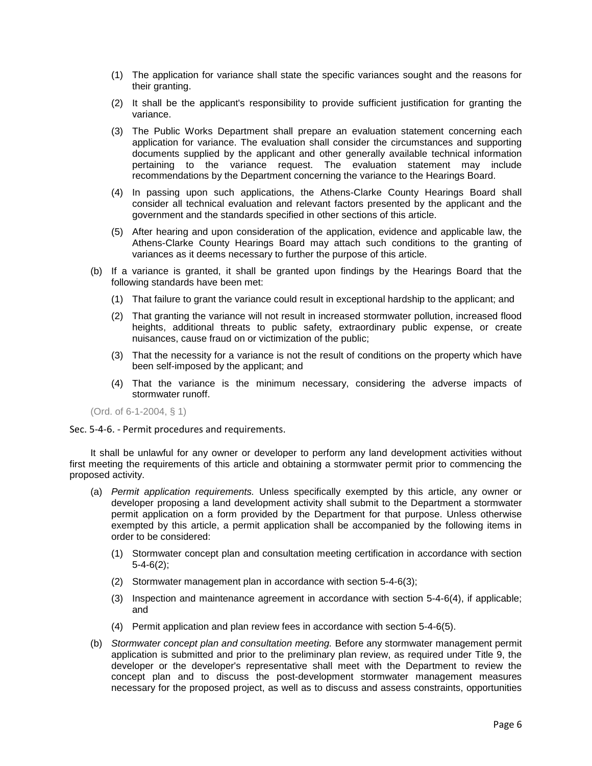(1) The application for variance shall state the specific variances sought and the reasons for their granting.

(2) It shall be the applicant's responsibility to provide sufficient justification for granting the variance.

(3) The Public Works Department shall prepare an evaluation statement concerning each application for variance. The evaluation shall consider the circumstances and supporting documents supplied by the applicant and other generally available technical information pertaining to the variance request. The evaluation statement may include recommendations by the Department concerning the variance to the Hearings Board.

(4) In passing upon such applications, the Athens-Clarke County Hearings Board shall consider all technical evaluation and relevant factors presented by the applicant and the government and the standards specified in other sections of this article.

(5) After hearing and upon consideration of the application, evidence and applicable law, the Athens-Clarke County Hearings Board may attach such conditions to the granting of variances as it deems necessary to further the purpose of this article.

(b) If a variance is granted, it shall be granted upon findings by the Hearings Board that the following standards have been met:

(1) That failure to grant the variance could result in exceptional hardship to the applicant; and

(2) That granting the variance will not result in increased stormwater pollution, increased flood heights, additional threats to public safety, extraordinary public expense, or create nuisances, cause fraud on or victimization of the public;

(3) That the necessity for a variance is not the result of conditions on the property which have been self-imposed by the applicant; and

(4) That the variance is the minimum necessary, considering the adverse impacts of stormwater runoff.

(Ord. of 6-1-2004, § 1)

Sec. 5-4-6. - Permit procedures and requirements.

It shall be unlawful for any owner or developer to perform any land development activities without first meeting the requirements of this article and obtaining a stormwater permit prior to commencing the proposed activity.

(a) *Permit application requirements.* Unless specifically exempted by this article, any owner or developer proposing a land development activity shall submit to the Department a stormwater permit application on a form provided by the Department for that purpose. Unless otherwise exempted by this article, a permit application shall be accompanied by the following items in order to be considered:

(1) Stormwater concept plan and consultation meeting certification in accordance with section 5-4-6(2);

(2) Stormwater management plan in accordance with section 5-4-6(3);

(3) Inspection and maintenance agreement in accordance with section 5-4-6(4), if applicable; and

(4) Permit application and plan review fees in accordance with section 5-4-6(5).

(b) *Stormwater concept plan and consultation meeting.* Before any stormwater management permit application is submitted and prior to the preliminary plan review, as required under Title 9, the developer or the developer's representative shall meet with the Department to review the concept plan and to discuss the post-development stormwater management measures necessary for the proposed project, as well as to discuss and assess constraints, opportunities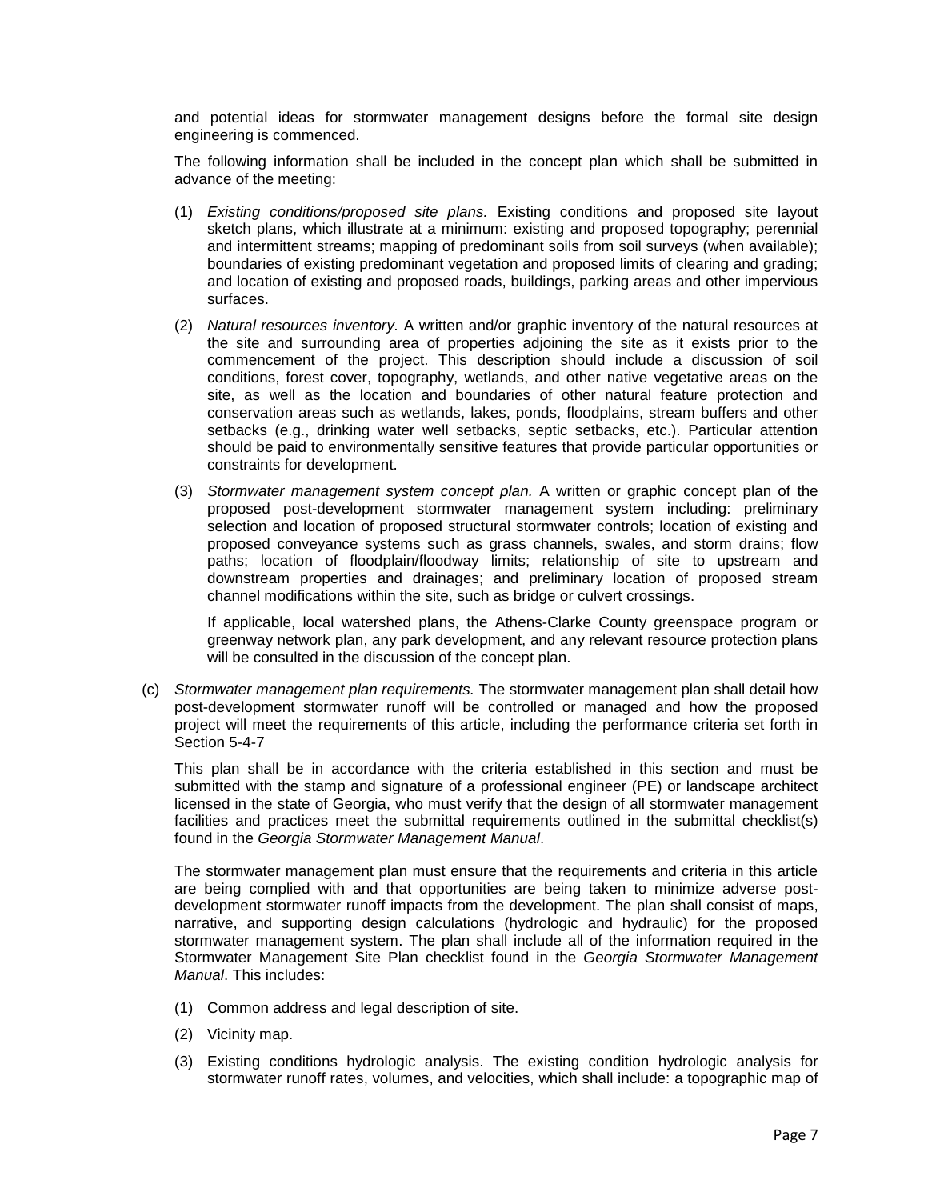and potential ideas for stormwater management designs before the formal site design engineering is commenced.

The following information shall be included in the concept plan which shall be submitted in advance of the meeting:

(1) *Existing conditions/proposed site plans.* Existing conditions and proposed site layout sketch plans, which illustrate at a minimum: existing and proposed topography; perennial and intermittent streams; mapping of predominant soils from soil surveys (when available); boundaries of existing predominant vegetation and proposed limits of clearing and grading; and location of existing and proposed roads, buildings, parking areas and other impervious surfaces.

(2) *Natural resources inventory.* A written and/or graphic inventory of the natural resources at the site and surrounding area of properties adjoining the site as it exists prior to the commencement of the project. This description should include a discussion of soil conditions, forest cover, topography, wetlands, and other native vegetative areas on the site, as well as the location and boundaries of other natural feature protection and conservation areas such as wetlands, lakes, ponds, floodplains, stream buffers and other setbacks (e.g., drinking water well setbacks, septic setbacks, etc.). Particular attention should be paid to environmentally sensitive features that provide particular opportunities or constraints for development.

(3) *Stormwater management system concept plan.* A written or graphic concept plan of the proposed post-development stormwater management system including: preliminary selection and location of proposed structural stormwater controls; location of existing and proposed conveyance systems such as grass channels, swales, and storm drains; flow paths; location of floodplain/floodway limits; relationship of site to upstream and downstream properties and drainages; and preliminary location of proposed stream channel modifications within the site, such as bridge or culvert crossings.

   If applicable, local watershed plans, the Athens-Clarke County greenspace program or greenway network plan, any park development, and any relevant resource protection plans will be consulted in the discussion of the concept plan.

(c) *Stormwater management plan requirements.* The stormwater management plan shall detail how post-development stormwater runoff will be controlled or managed and how the proposed project will meet the requirements of this article, including the performance criteria set forth in Section 5-4-7

This plan shall be in accordance with the criteria established in this section and must be submitted with the stamp and signature of a professional engineer (PE) or landscape architect licensed in the state of Georgia, who must verify that the design of all stormwater management facilities and practices meet the submittal requirements outlined in the submittal checklist(s) found in the *Georgia Stormwater Management Manual*.

The stormwater management plan must ensure that the requirements and criteria in this article are being complied with and that opportunities are being taken to minimize adverse post-development stormwater runoff impacts from the development. The plan shall consist of maps, narrative, and supporting design calculations (hydrologic and hydraulic) for the proposed stormwater management system. The plan shall include all of the information required in the Stormwater Management Site Plan checklist found in the *Georgia Stormwater Management Manual*. This includes:

(1) Common address and legal description of site.

(2) Vicinity map.

(3) Existing conditions hydrologic analysis. The existing condition hydrologic analysis for stormwater runoff rates, volumes, and velocities, which shall include: a topographic map of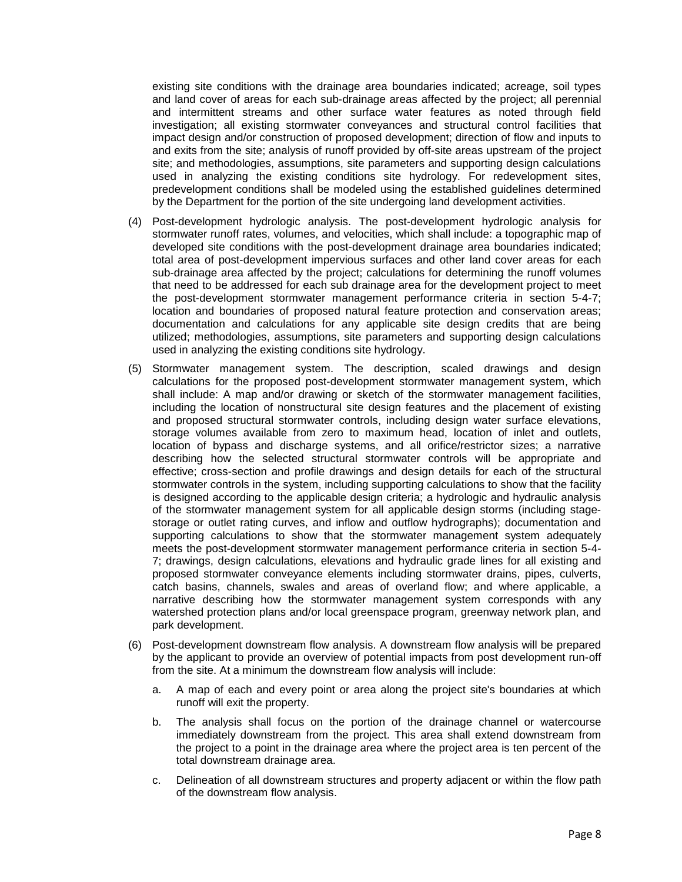existing site conditions with the drainage area boundaries indicated; acreage, soil types and land cover of areas for each sub-drainage areas affected by the project; all perennial and intermittent streams and other surface water features as noted through field investigation; all existing stormwater conveyances and structural control facilities that impact design and/or construction of proposed development; direction of flow and inputs to and exits from the site; analysis of runoff provided by off-site areas upstream of the project site; and methodologies, assumptions, site parameters and supporting design calculations used in analyzing the existing conditions site hydrology. For redevelopment sites, predevelopment conditions shall be modeled using the established guidelines determined by the Department for the portion of the site undergoing land development activities.

(4) Post-development hydrologic analysis. The post-development hydrologic analysis for stormwater runoff rates, volumes, and velocities, which shall include: a topographic map of developed site conditions with the post-development drainage area boundaries indicated; total area of post-development impervious surfaces and other land cover areas for each sub-drainage area affected by the project; calculations for determining the runoff volumes that need to be addressed for each sub drainage area for the development project to meet the post-development stormwater management performance criteria in section 5-4-7; location and boundaries of proposed natural feature protection and conservation areas; documentation and calculations for any applicable site design credits that are being utilized; methodologies, assumptions, site parameters and supporting design calculations used in analyzing the existing conditions site hydrology.

(5) Stormwater management system. The description, scaled drawings and design calculations for the proposed post-development stormwater management system, which shall include: A map and/or drawing or sketch of the stormwater management facilities, including the location of nonstructural site design features and the placement of existing and proposed structural stormwater controls, including design water surface elevations, storage volumes available from zero to maximum head, location of inlet and outlets, location of bypass and discharge systems, and all orifice/restrictor sizes; a narrative describing how the selected structural stormwater controls will be appropriate and effective; cross-section and profile drawings and design details for each of the structural stormwater controls in the system, including supporting calculations to show that the facility is designed according to the applicable design criteria; a hydrologic and hydraulic analysis of the stormwater management system for all applicable design storms (including stage-storage or outlet rating curves, and inflow and outflow hydrographs); documentation and supporting calculations to show that the stormwater management system adequately meets the post-development stormwater management performance criteria in section 5-4-7; drawings, design calculations, elevations and hydraulic grade lines for all existing and proposed stormwater conveyance elements including stormwater drains, pipes, culverts, catch basins, channels, swales and areas of overland flow; and where applicable, a narrative describing how the stormwater management system corresponds with any watershed protection plans and/or local greenspace program, greenway network plan, and park development.

(6) Post-development downstream flow analysis. A downstream flow analysis will be prepared by the applicant to provide an overview of potential impacts from post development run-off from the site. At a minimum the downstream flow analysis will include:

   a. A map of each and every point or area along the project site's boundaries at which runoff will exit the property.

   b. The analysis shall focus on the portion of the drainage channel or watercourse immediately downstream from the project. This area shall extend downstream from the project to a point in the drainage area where the project area is ten percent of the total downstream drainage area.

   c. Delineation of all downstream structures and property adjacent or within the flow path of the downstream flow analysis.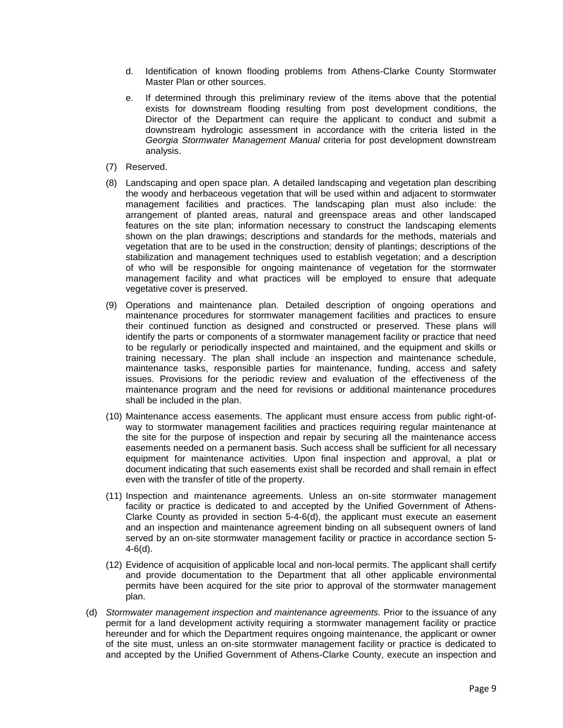d. Identification of known flooding problems from Athens-Clarke County Stormwater Master Plan or other sources.

e. If determined through this preliminary review of the items above that the potential exists for downstream flooding resulting from post development conditions, the Director of the Department can require the applicant to conduct and submit a downstream hydrologic assessment in accordance with the criteria listed in the *Georgia Stormwater Management Manual* criteria for post development downstream analysis.

(7) Reserved.

(8) Landscaping and open space plan. A detailed landscaping and vegetation plan describing the woody and herbaceous vegetation that will be used within and adjacent to stormwater management facilities and practices. The landscaping plan must also include: the arrangement of planted areas, natural and greenspace areas and other landscaped features on the site plan; information necessary to construct the landscaping elements shown on the plan drawings; descriptions and standards for the methods, materials and vegetation that are to be used in the construction; density of plantings; descriptions of the stabilization and management techniques used to establish vegetation; and a description of who will be responsible for ongoing maintenance of vegetation for the stormwater management facility and what practices will be employed to ensure that adequate vegetative cover is preserved.

(9) Operations and maintenance plan. Detailed description of ongoing operations and maintenance procedures for stormwater management facilities and practices to ensure their continued function as designed and constructed or preserved. These plans will identify the parts or components of a stormwater management facility or practice that need to be regularly or periodically inspected and maintained, and the equipment and skills or training necessary. The plan shall include an inspection and maintenance schedule, maintenance tasks, responsible parties for maintenance, funding, access and safety issues. Provisions for the periodic review and evaluation of the effectiveness of the maintenance program and the need for revisions or additional maintenance procedures shall be included in the plan.

(10) Maintenance access easements. The applicant must ensure access from public right-of-way to stormwater management facilities and practices requiring regular maintenance at the site for the purpose of inspection and repair by securing all the maintenance access easements needed on a permanent basis. Such access shall be sufficient for all necessary equipment for maintenance activities. Upon final inspection and approval, a plat or document indicating that such easements exist shall be recorded and shall remain in effect even with the transfer of title of the property.

(11) Inspection and maintenance agreements. Unless an on-site stormwater management facility or practice is dedicated to and accepted by the Unified Government of Athens-Clarke County as provided in section 5-4-6(d), the applicant must execute an easement and an inspection and maintenance agreement binding on all subsequent owners of land served by an on-site stormwater management facility or practice in accordance section 5-4-6(d).

(12) Evidence of acquisition of applicable local and non-local permits. The applicant shall certify and provide documentation to the Department that all other applicable environmental permits have been acquired for the site prior to approval of the stormwater management plan.

(d) *Stormwater management inspection and maintenance agreements.* Prior to the issuance of any permit for a land development activity requiring a stormwater management facility or practice hereunder and for which the Department requires ongoing maintenance, the applicant or owner of the site must, unless an on-site stormwater management facility or practice is dedicated to and accepted by the Unified Government of Athens-Clarke County, execute an inspection and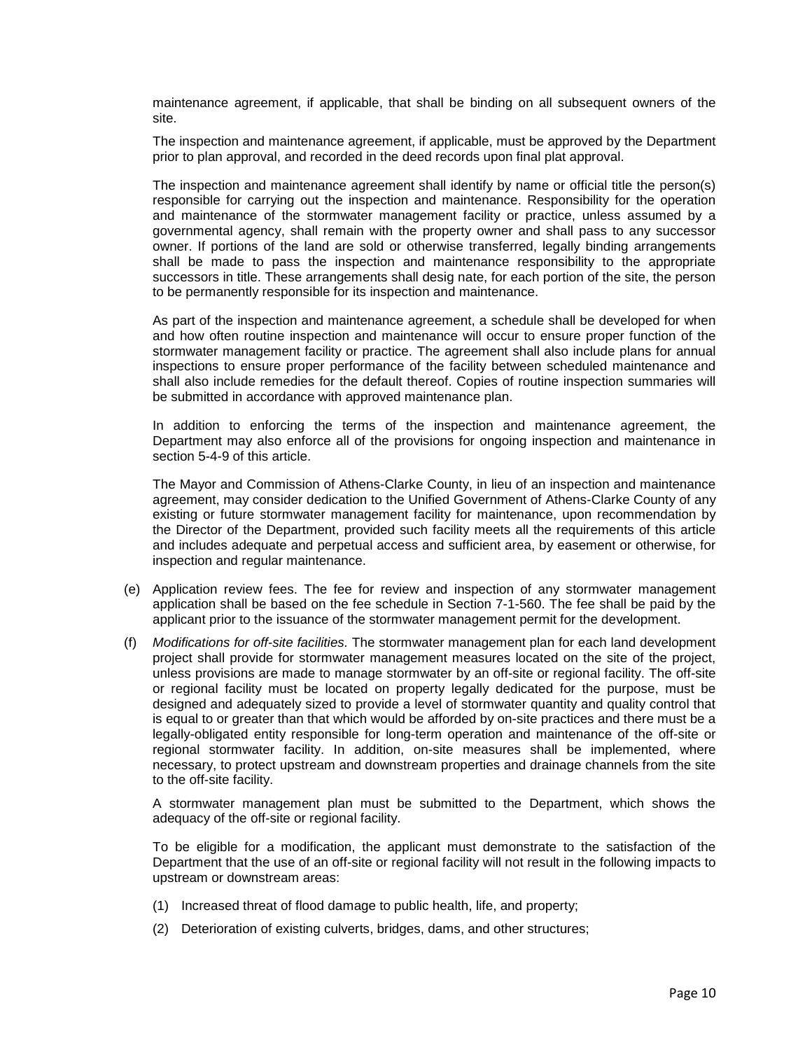maintenance agreement, if applicable, that shall be binding on all subsequent owners of the site.

The inspection and maintenance agreement, if applicable, must be approved by the Department prior to plan approval, and recorded in the deed records upon final plat approval.

The inspection and maintenance agreement shall identify by name or official title the person(s) responsible for carrying out the inspection and maintenance. Responsibility for the operation and maintenance of the stormwater management facility or practice, unless assumed by a governmental agency, shall remain with the property owner and shall pass to any successor owner. If portions of the land are sold or otherwise transferred, legally binding arrangements shall be made to pass the inspection and maintenance responsibility to the appropriate successors in title. These arrangements shall desig nate, for each portion of the site, the person to be permanently responsible for its inspection and maintenance.

As part of the inspection and maintenance agreement, a schedule shall be developed for when and how often routine inspection and maintenance will occur to ensure proper function of the stormwater management facility or practice. The agreement shall also include plans for annual inspections to ensure proper performance of the facility between scheduled maintenance and shall also include remedies for the default thereof. Copies of routine inspection summaries will be submitted in accordance with approved maintenance plan.

In addition to enforcing the terms of the inspection and maintenance agreement, the Department may also enforce all of the provisions for ongoing inspection and maintenance in section 5-4-9 of this article.

The Mayor and Commission of Athens-Clarke County, in lieu of an inspection and maintenance agreement, may consider dedication to the Unified Government of Athens-Clarke County of any existing or future stormwater management facility for maintenance, upon recommendation by the Director of the Department, provided such facility meets all the requirements of this article and includes adequate and perpetual access and sufficient area, by easement or otherwise, for inspection and regular maintenance.

(e) Application review fees. The fee for review and inspection of any stormwater management application shall be based on the fee schedule in Section 7-1-560. The fee shall be paid by the applicant prior to the issuance of the stormwater management permit for the development.

(f) *Modifications for off-site facilities.* The stormwater management plan for each land development project shall provide for stormwater management measures located on the site of the project, unless provisions are made to manage stormwater by an off-site or regional facility. The off-site or regional facility must be located on property legally dedicated for the purpose, must be designed and adequately sized to provide a level of stormwater quantity and quality control that is equal to or greater than that which would be afforded by on-site practices and there must be a legally-obligated entity responsible for long-term operation and maintenance of the off-site or regional stormwater facility. In addition, on-site measures shall be implemented, where necessary, to protect upstream and downstream properties and drainage channels from the site to the off-site facility.

A stormwater management plan must be submitted to the Department, which shows the adequacy of the off-site or regional facility.

To be eligible for a modification, the applicant must demonstrate to the satisfaction of the Department that the use of an off-site or regional facility will not result in the following impacts to upstream or downstream areas:

(1) Increased threat of flood damage to public health, life, and property;

(2) Deterioration of existing culverts, bridges, dams, and other structures;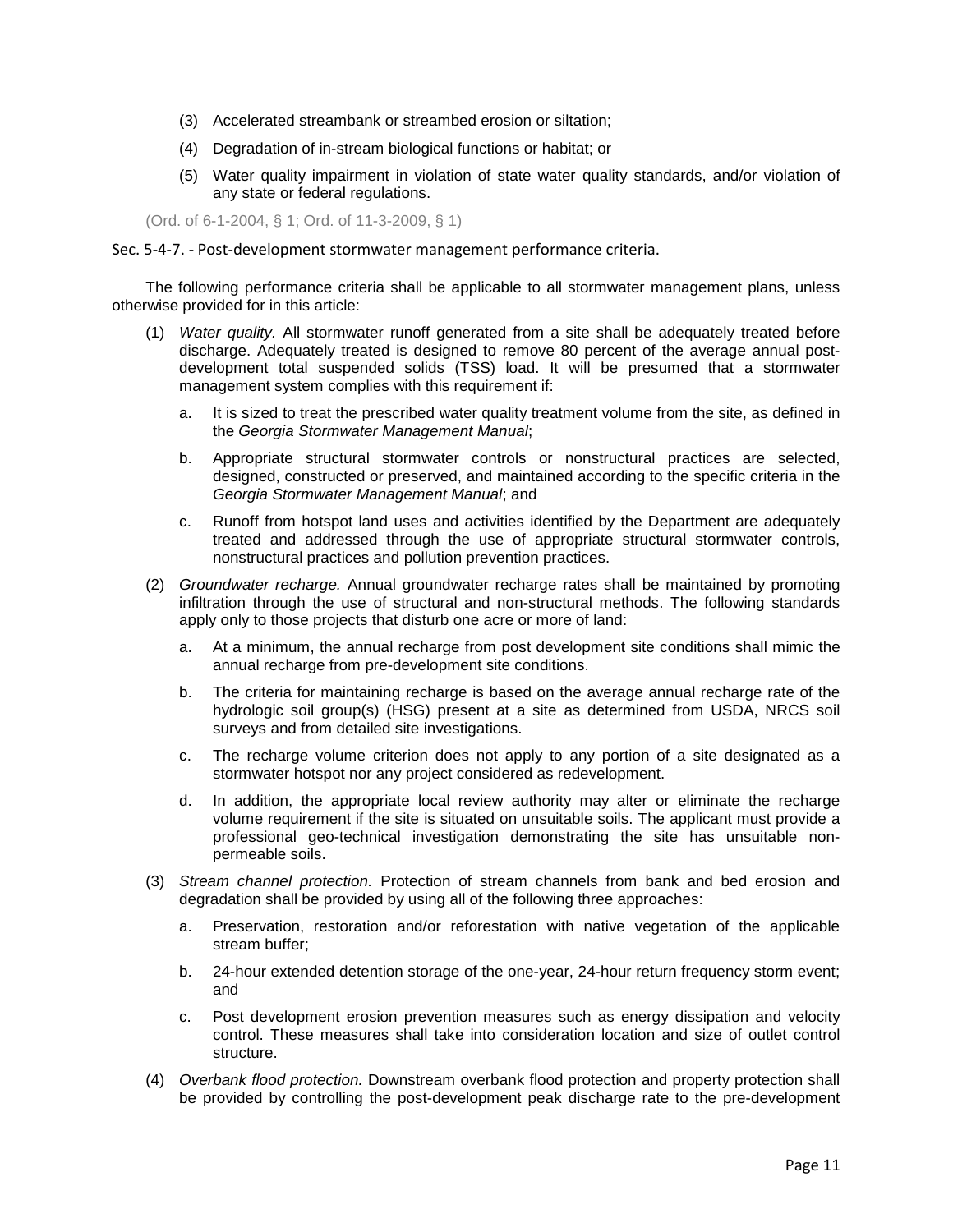(3) Accelerated streambank or streambed erosion or siltation;

(4) Degradation of in-stream biological functions or habitat; or

(5) Water quality impairment in violation of state water quality standards, and/or violation of any state or federal regulations.

(Ord. of 6-1-2004, § 1; Ord. of 11-3-2009, § 1)

Sec. 5-4-7. - Post-development stormwater management performance criteria.

The following performance criteria shall be applicable to all stormwater management plans, unless otherwise provided for in this article:

(1) *Water quality.* All stormwater runoff generated from a site shall be adequately treated before discharge. Adequately treated is designed to remove 80 percent of the average annual post-development total suspended solids (TSS) load. It will be presumed that a stormwater management system complies with this requirement if:

   a. It is sized to treat the prescribed water quality treatment volume from the site, as defined in the *Georgia Stormwater Management Manual*;

   b. Appropriate structural stormwater controls or nonstructural practices are selected, designed, constructed or preserved, and maintained according to the specific criteria in the *Georgia Stormwater Management Manual*; and

   c. Runoff from hotspot land uses and activities identified by the Department are adequately treated and addressed through the use of appropriate structural stormwater controls, nonstructural practices and pollution prevention practices.

(2) *Groundwater recharge.* Annual groundwater recharge rates shall be maintained by promoting infiltration through the use of structural and non-structural methods. The following standards apply only to those projects that disturb one acre or more of land:

   a. At a minimum, the annual recharge from post development site conditions shall mimic the annual recharge from pre-development site conditions.

   b. The criteria for maintaining recharge is based on the average annual recharge rate of the hydrologic soil group(s) (HSG) present at a site as determined from USDA, NRCS soil surveys and from detailed site investigations.

   c. The recharge volume criterion does not apply to any portion of a site designated as a stormwater hotspot nor any project considered as redevelopment.

   d. In addition, the appropriate local review authority may alter or eliminate the recharge volume requirement if the site is situated on unsuitable soils. The applicant must provide a professional geo-technical investigation demonstrating the site has unsuitable non-permeable soils.

(3) *Stream channel protection.* Protection of stream channels from bank and bed erosion and degradation shall be provided by using all of the following three approaches:

   a. Preservation, restoration and/or reforestation with native vegetation of the applicable stream buffer;

   b. 24-hour extended detention storage of the one-year, 24-hour return frequency storm event; and

   c. Post development erosion prevention measures such as energy dissipation and velocity control. These measures shall take into consideration location and size of outlet control structure.

(4) *Overbank flood protection.* Downstream overbank flood protection and property protection shall be provided by controlling the post-development peak discharge rate to the pre-development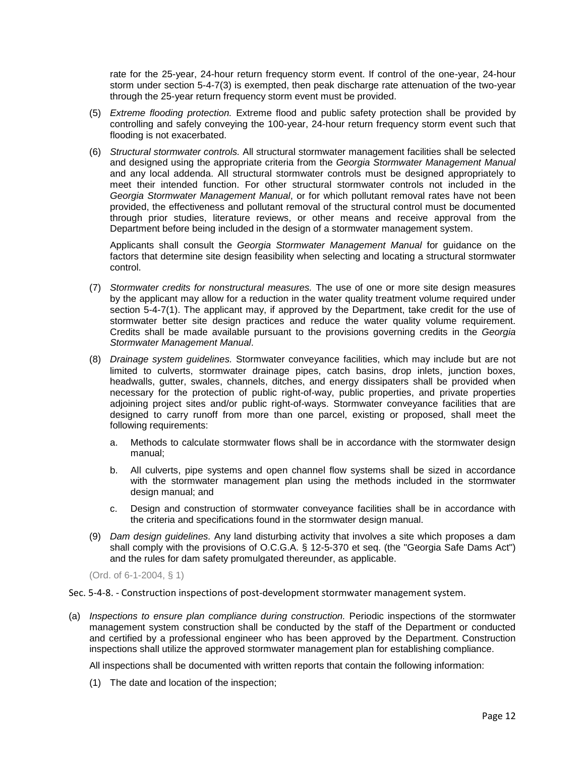rate for the 25-year, 24-hour return frequency storm event. If control of the one-year, 24-hour storm under section 5-4-7(3) is exempted, then peak discharge rate attenuation of the two-year through the 25-year return frequency storm event must be provided.

(5) *Extreme flooding protection.* Extreme flood and public safety protection shall be provided by controlling and safely conveying the 100-year, 24-hour return frequency storm event such that flooding is not exacerbated.

(6) *Structural stormwater controls.* All structural stormwater management facilities shall be selected and designed using the appropriate criteria from the *Georgia Stormwater Management Manual* and any local addenda. All structural stormwater controls must be designed appropriately to meet their intended function. For other structural stormwater controls not included in the *Georgia Stormwater Management Manual*, or for which pollutant removal rates have not been provided, the effectiveness and pollutant removal of the structural control must be documented through prior studies, literature reviews, or other means and receive approval from the Department before being included in the design of a stormwater management system.

Applicants shall consult the *Georgia Stormwater Management Manual* for guidance on the factors that determine site design feasibility when selecting and locating a structural stormwater control.

(7) *Stormwater credits for nonstructural measures.* The use of one or more site design measures by the applicant may allow for a reduction in the water quality treatment volume required under section 5-4-7(1). The applicant may, if approved by the Department, take credit for the use of stormwater better site design practices and reduce the water quality volume requirement. Credits shall be made available pursuant to the provisions governing credits in the *Georgia Stormwater Management Manual*.

(8) *Drainage system guidelines.* Stormwater conveyance facilities, which may include but are not limited to culverts, stormwater drainage pipes, catch basins, drop inlets, junction boxes, headwalls, gutter, swales, channels, ditches, and energy dissipaters shall be provided when necessary for the protection of public right-of-way, public properties, and private properties adjoining project sites and/or public right-of-ways. Stormwater conveyance facilities that are designed to carry runoff from more than one parcel, existing or proposed, shall meet the following requirements:

a. Methods to calculate stormwater flows shall be in accordance with the stormwater design manual;

b. All culverts, pipe systems and open channel flow systems shall be sized in accordance with the stormwater management plan using the methods included in the stormwater design manual; and

c. Design and construction of stormwater conveyance facilities shall be in accordance with the criteria and specifications found in the stormwater design manual.

(9) *Dam design guidelines.* Any land disturbing activity that involves a site which proposes a dam shall comply with the provisions of O.C.G.A. § 12-5-370 et seq. (the "Georgia Safe Dams Act") and the rules for dam safety promulgated thereunder, as applicable.

(Ord. of 6-1-2004, § 1)

Sec. 5-4-8. - Construction inspections of post-development stormwater management system.

(a) *Inspections to ensure plan compliance during construction.* Periodic inspections of the stormwater management system construction shall be conducted by the staff of the Department or conducted and certified by a professional engineer who has been approved by the Department. Construction inspections shall utilize the approved stormwater management plan for establishing compliance.

All inspections shall be documented with written reports that contain the following information:

(1) The date and location of the inspection;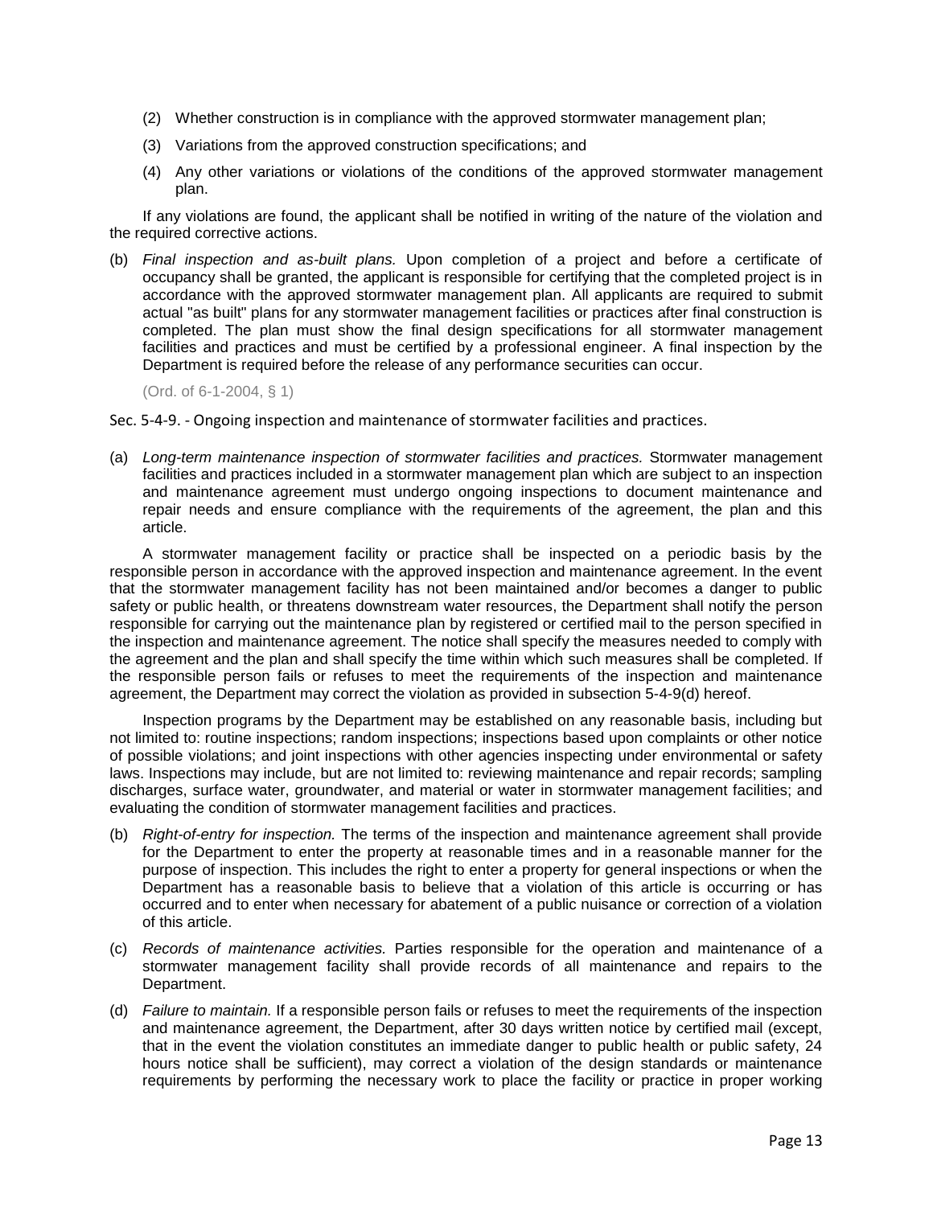(2) Whether construction is in compliance with the approved stormwater management plan;

(3) Variations from the approved construction specifications; and

(4) Any other variations or violations of the conditions of the approved stormwater management plan.

If any violations are found, the applicant shall be notified in writing of the nature of the violation and the required corrective actions.

(b) *Final inspection and as-built plans.* Upon completion of a project and before a certificate of occupancy shall be granted, the applicant is responsible for certifying that the completed project is in accordance with the approved stormwater management plan. All applicants are required to submit actual "as built" plans for any stormwater management facilities or practices after final construction is completed. The plan must show the final design specifications for all stormwater management facilities and practices and must be certified by a professional engineer. A final inspection by the Department is required before the release of any performance securities can occur.

(Ord. of 6-1-2004, § 1)

Sec. 5-4-9. - Ongoing inspection and maintenance of stormwater facilities and practices.

(a) *Long-term maintenance inspection of stormwater facilities and practices.* Stormwater management facilities and practices included in a stormwater management plan which are subject to an inspection and maintenance agreement must undergo ongoing inspections to document maintenance and repair needs and ensure compliance with the requirements of the agreement, the plan and this article.

A stormwater management facility or practice shall be inspected on a periodic basis by the responsible person in accordance with the approved inspection and maintenance agreement. In the event that the stormwater management facility has not been maintained and/or becomes a danger to public safety or public health, or threatens downstream water resources, the Department shall notify the person responsible for carrying out the maintenance plan by registered or certified mail to the person specified in the inspection and maintenance agreement. The notice shall specify the measures needed to comply with the agreement and the plan and shall specify the time within which such measures shall be completed. If the responsible person fails or refuses to meet the requirements of the inspection and maintenance agreement, the Department may correct the violation as provided in subsection 5-4-9(d) hereof.

Inspection programs by the Department may be established on any reasonable basis, including but not limited to: routine inspections; random inspections; inspections based upon complaints or other notice of possible violations; and joint inspections with other agencies inspecting under environmental or safety laws. Inspections may include, but are not limited to: reviewing maintenance and repair records; sampling discharges, surface water, groundwater, and material or water in stormwater management facilities; and evaluating the condition of stormwater management facilities and practices.

(b) *Right-of-entry for inspection.* The terms of the inspection and maintenance agreement shall provide for the Department to enter the property at reasonable times and in a reasonable manner for the purpose of inspection. This includes the right to enter a property for general inspections or when the Department has a reasonable basis to believe that a violation of this article is occurring or has occurred and to enter when necessary for abatement of a public nuisance or correction of a violation of this article.

(c) *Records of maintenance activities.* Parties responsible for the operation and maintenance of a stormwater management facility shall provide records of all maintenance and repairs to the Department.

(d) *Failure to maintain.* If a responsible person fails or refuses to meet the requirements of the inspection and maintenance agreement, the Department, after 30 days written notice by certified mail (except, that in the event the violation constitutes an immediate danger to public health or public safety, 24 hours notice shall be sufficient), may correct a violation of the design standards or maintenance requirements by performing the necessary work to place the facility or practice in proper working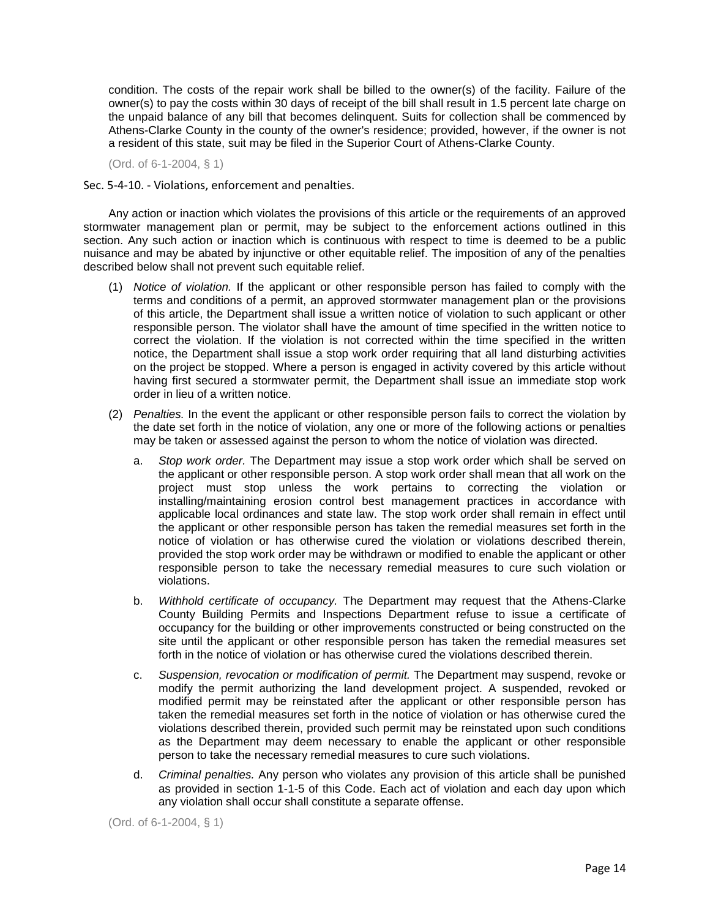condition. The costs of the repair work shall be billed to the owner(s) of the facility. Failure of the owner(s) to pay the costs within 30 days of receipt of the bill shall result in 1.5 percent late charge on the unpaid balance of any bill that becomes delinquent. Suits for collection shall be commenced by Athens-Clarke County in the county of the owner's residence; provided, however, if the owner is not a resident of this state, suit may be filed in the Superior Court of Athens-Clarke County.

(Ord. of 6-1-2004, § 1)

### Sec. 5-4-10. - Violations, enforcement and penalties.

Any action or inaction which violates the provisions of this article or the requirements of an approved stormwater management plan or permit, may be subject to the enforcement actions outlined in this section. Any such action or inaction which is continuous with respect to time is deemed to be a public nuisance and may be abated by injunctive or other equitable relief. The imposition of any of the penalties described below shall not prevent such equitable relief.

(1) *Notice of violation.* If the applicant or other responsible person has failed to comply with the terms and conditions of a permit, an approved stormwater management plan or the provisions of this article, the Department shall issue a written notice of violation to such applicant or other responsible person. The violator shall have the amount of time specified in the written notice to correct the violation. If the violation is not corrected within the time specified in the written notice, the Department shall issue a stop work order requiring that all land disturbing activities on the project be stopped. Where a person is engaged in activity covered by this article without having first secured a stormwater permit, the Department shall issue an immediate stop work order in lieu of a written notice.

(2) *Penalties.* In the event the applicant or other responsible person fails to correct the violation by the date set forth in the notice of violation, any one or more of the following actions or penalties may be taken or assessed against the person to whom the notice of violation was directed.

   a. *Stop work order.* The Department may issue a stop work order which shall be served on the applicant or other responsible person. A stop work order shall mean that all work on the project must stop unless the work pertains to correcting the violation or installing/maintaining erosion control best management practices in accordance with applicable local ordinances and state law. The stop work order shall remain in effect until the applicant or other responsible person has taken the remedial measures set forth in the notice of violation or has otherwise cured the violation or violations described therein, provided the stop work order may be withdrawn or modified to enable the applicant or other responsible person to take the necessary remedial measures to cure such violation or violations.

   b. *Withhold certificate of occupancy.* The Department may request that the Athens-Clarke County Building Permits and Inspections Department refuse to issue a certificate of occupancy for the building or other improvements constructed or being constructed on the site until the applicant or other responsible person has taken the remedial measures set forth in the notice of violation or has otherwise cured the violations described therein.

   c. *Suspension, revocation or modification of permit.* The Department may suspend, revoke or modify the permit authorizing the land development project. A suspended, revoked or modified permit may be reinstated after the applicant or other responsible person has taken the remedial measures set forth in the notice of violation or has otherwise cured the violations described therein, provided such permit may be reinstated upon such conditions as the Department may deem necessary to enable the applicant or other responsible person to take the necessary remedial measures to cure such violations.

   d. *Criminal penalties.* Any person who violates any provision of this article shall be punished as provided in section 1-1-5 of this Code. Each act of violation and each day upon which any violation shall occur shall constitute a separate offense.

(Ord. of 6-1-2004, § 1)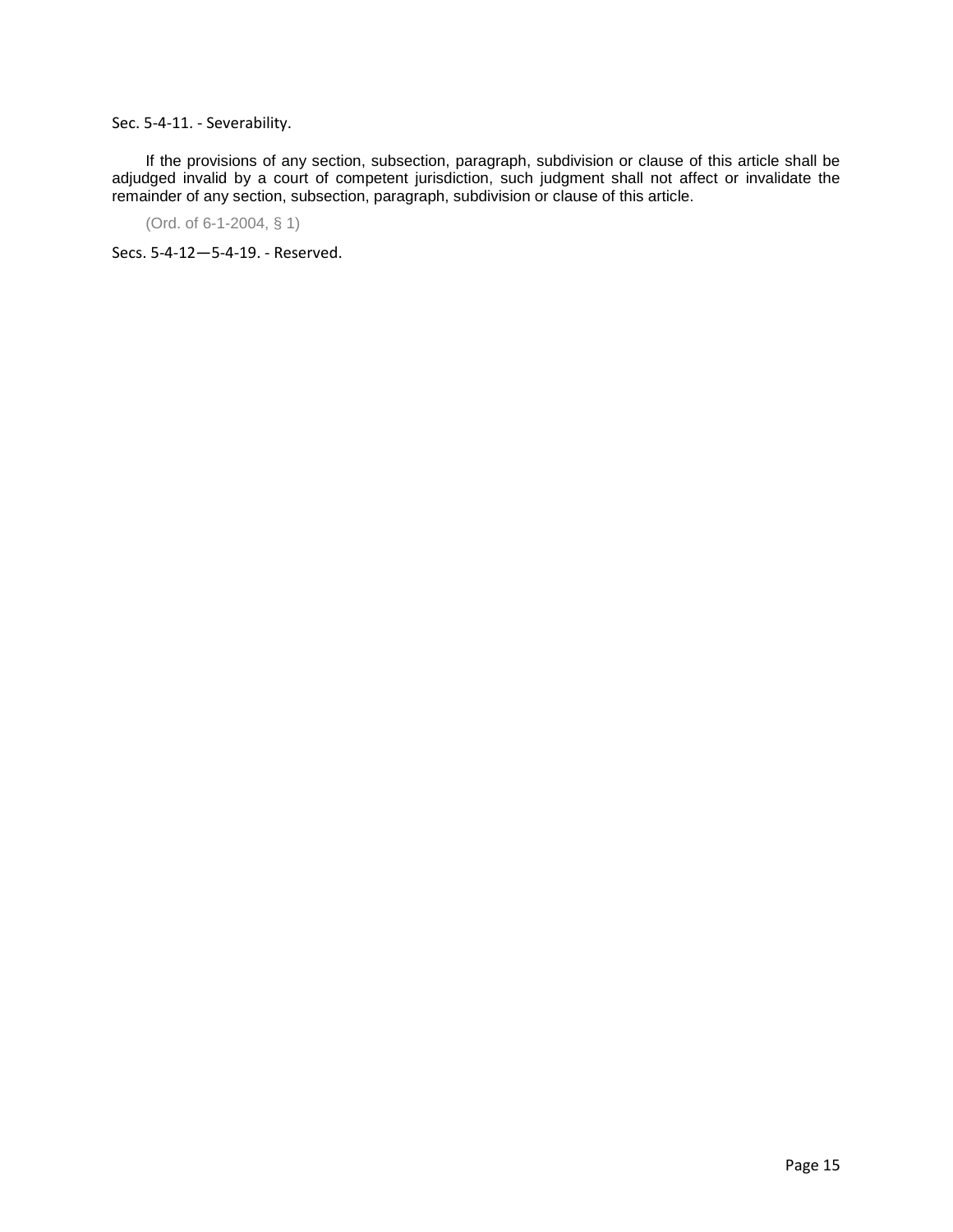Sec. 5-4-11. - Severability.

If the provisions of any section, subsection, paragraph, subdivision or clause of this article shall be adjudged invalid by a court of competent jurisdiction, such judgment shall not affect or invalidate the remainder of any section, subsection, paragraph, subdivision or clause of this article.

(Ord. of 6-1-2004, § 1)

Secs. 5-4-12—5-4-19. - Reserved.